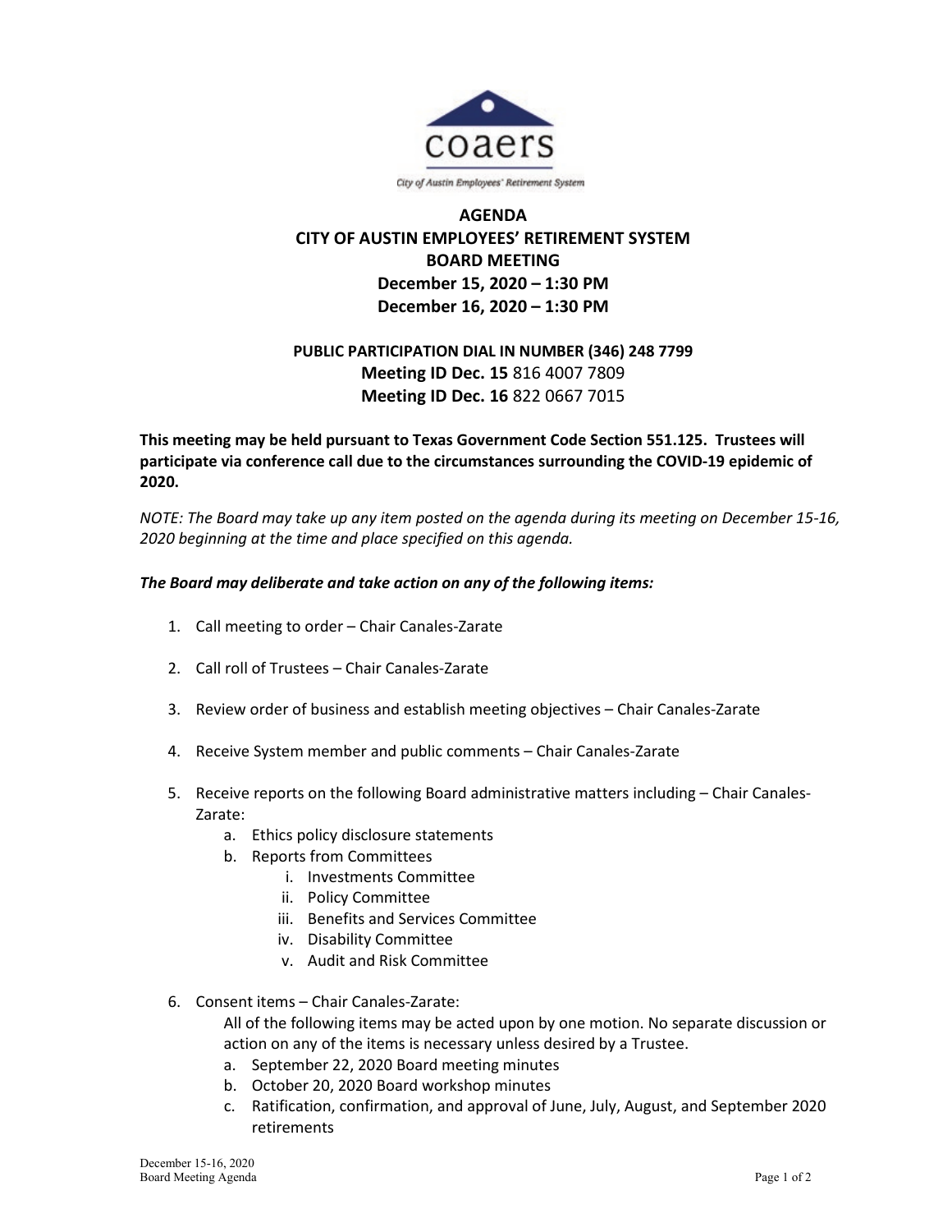coaers

City of Austin Employees' Retirement System

# AGENDA
# CITY OF AUSTIN EMPLOYEES' RETIREMENT SYSTEM
# BOARD MEETING
## December 15, 2020 – 1:30 PM
## December 16, 2020 – 1:30 PM

**PUBLIC PARTICIPATION DIAL IN NUMBER (346) 248 7799**

**Meeting ID Dec. 15** 816 4007 7809

**Meeting ID Dec. 16** 822 0667 7015

**This meeting may be held pursuant to Texas Government Code Section 551.125. Trustees will participate via conference call due to the circumstances surrounding the COVID-19 epidemic of 2020.**

*NOTE: The Board may take up any item posted on the agenda during its meeting on December 15-16, 2020 beginning at the time and place specified on this agenda.*

***The Board may deliberate and take action on any of the following items:***

1. Call meeting to order – Chair Canales-Zarate
2. Call roll of Trustees – Chair Canales-Zarate
3. Review order of business and establish meeting objectives – Chair Canales-Zarate
4. Receive System member and public comments – Chair Canales-Zarate
5. Receive reports on the following Board administrative matters including – Chair Canales-Zarate:
   a. Ethics policy disclosure statements
   b. Reports from Committees
      i. Investments Committee
      ii. Policy Committee
      iii. Benefits and Services Committee
      iv. Disability Committee
      v. Audit and Risk Committee
6. Consent items – Chair Canales-Zarate:
   All of the following items may be acted upon by one motion. No separate discussion or action on any of the items is necessary unless desired by a Trustee.
   a. September 22, 2020 Board meeting minutes
   b. October 20, 2020 Board workshop minutes
   c. Ratification, confirmation, and approval of June, July, August, and September 2020 retirements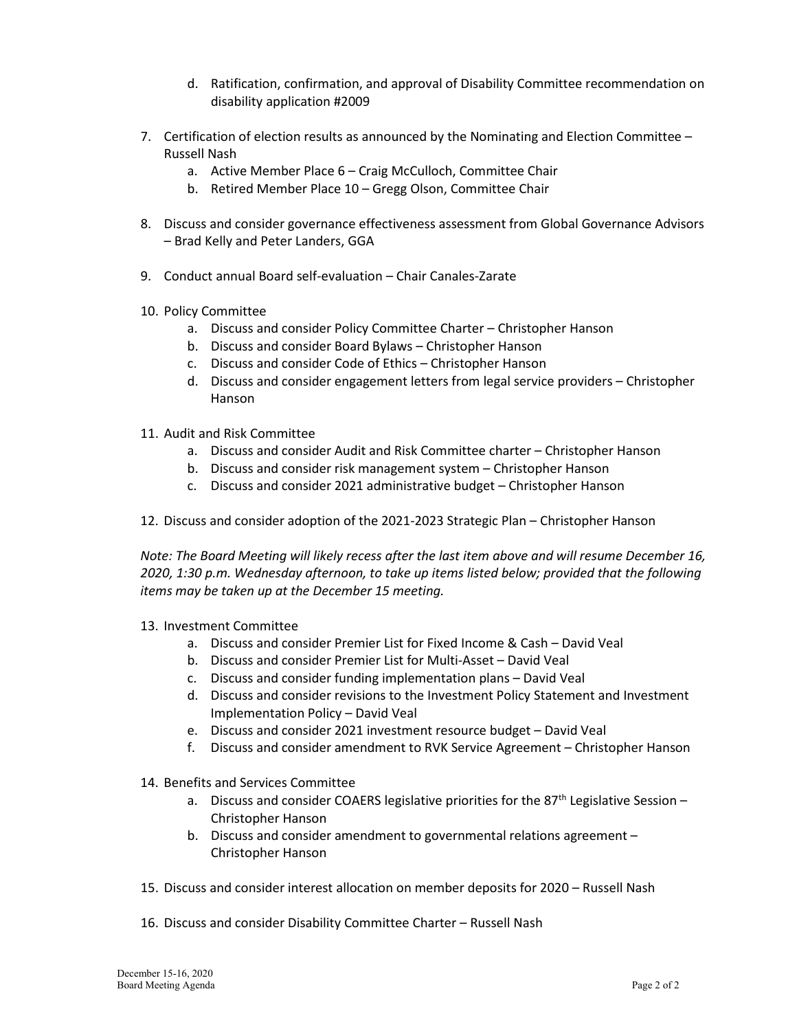d. Ratification, confirmation, and approval of Disability Committee recommendation on disability application #2009

7. Certification of election results as announced by the Nominating and Election Committee – Russell Nash
   a. Active Member Place 6 – Craig McCulloch, Committee Chair
   b. Retired Member Place 10 – Gregg Olson, Committee Chair

8. Discuss and consider governance effectiveness assessment from Global Governance Advisors – Brad Kelly and Peter Landers, GGA

9. Conduct annual Board self-evaluation – Chair Canales-Zarate

10. Policy Committee
    a. Discuss and consider Policy Committee Charter – Christopher Hanson
    b. Discuss and consider Board Bylaws – Christopher Hanson
    c. Discuss and consider Code of Ethics – Christopher Hanson
    d. Discuss and consider engagement letters from legal service providers – Christopher Hanson

11. Audit and Risk Committee
    a. Discuss and consider Audit and Risk Committee charter – Christopher Hanson
    b. Discuss and consider risk management system – Christopher Hanson
    c. Discuss and consider 2021 administrative budget – Christopher Hanson

12. Discuss and consider adoption of the 2021-2023 Strategic Plan – Christopher Hanson

*Note: The Board Meeting will likely recess after the last item above and will resume December 16, 2020, 1:30 p.m. Wednesday afternoon, to take up items listed below; provided that the following items may be taken up at the December 15 meeting.*

13. Investment Committee
    a. Discuss and consider Premier List for Fixed Income & Cash – David Veal
    b. Discuss and consider Premier List for Multi-Asset – David Veal
    c. Discuss and consider funding implementation plans – David Veal
    d. Discuss and consider revisions to the Investment Policy Statement and Investment Implementation Policy – David Veal
    e. Discuss and consider 2021 investment resource budget – David Veal
    f. Discuss and consider amendment to RVK Service Agreement – Christopher Hanson

14. Benefits and Services Committee
    a. Discuss and consider COAERS legislative priorities for the 87th Legislative Session – Christopher Hanson
    b. Discuss and consider amendment to governmental relations agreement – Christopher Hanson

15. Discuss and consider interest allocation on member deposits for 2020 – Russell Nash

16. Discuss and consider Disability Committee Charter – Russell Nash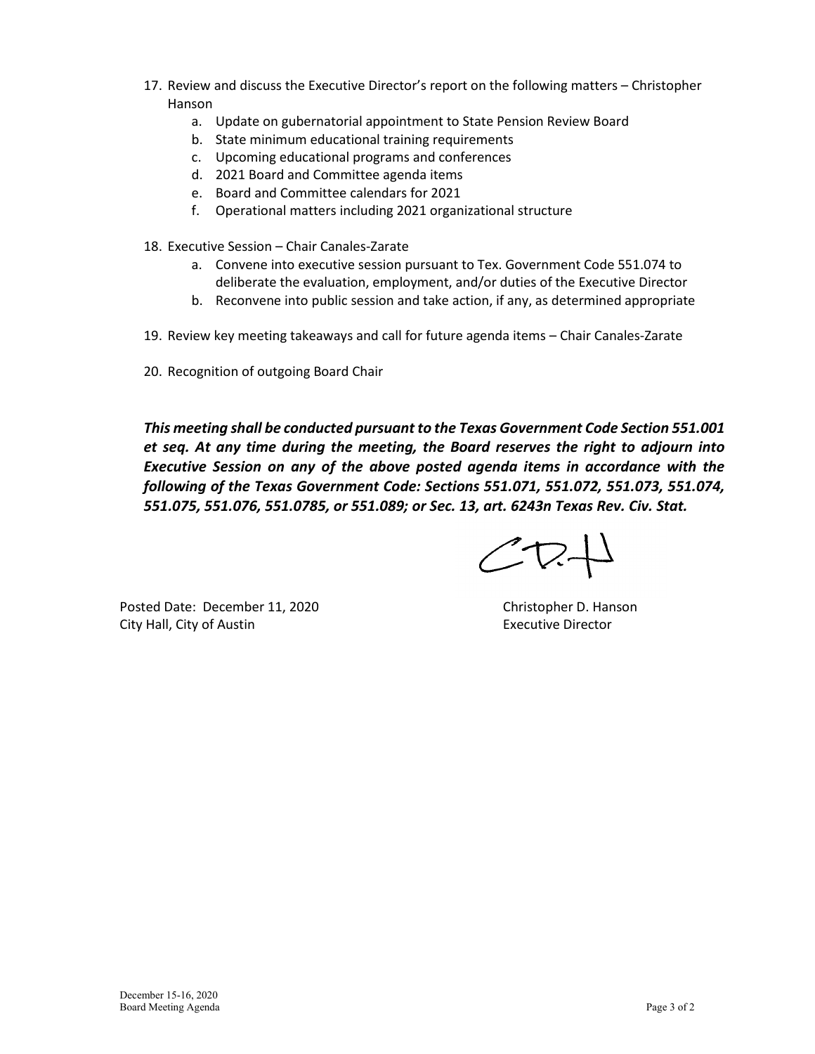17. Review and discuss the Executive Director's report on the following matters – Christopher Hanson
    a. Update on gubernatorial appointment to State Pension Review Board
    b. State minimum educational training requirements
    c. Upcoming educational programs and conferences
    d. 2021 Board and Committee agenda items
    e. Board and Committee calendars for 2021
    f. Operational matters including 2021 organizational structure

18. Executive Session – Chair Canales-Zarate
    a. Convene into executive session pursuant to Tex. Government Code 551.074 to deliberate the evaluation, employment, and/or duties of the Executive Director
    b. Reconvene into public session and take action, if any, as determined appropriate

19. Review key meeting takeaways and call for future agenda items – Chair Canales-Zarate

20. Recognition of outgoing Board Chair

***This meeting shall be conducted pursuant to the Texas Government Code Section 551.001 et seq. At any time during the meeting, the Board reserves the right to adjourn into Executive Session on any of the above posted agenda items in accordance with the following of the Texas Government Code: Sections 551.071, 551.072, 551.073, 551.074, 551.075, 551.076, 551.0785, or 551.089; or Sec. 13, art. 6243n Texas Rev. Civ. Stat.***

CDH

Posted Date: December 11, 2020
City Hall, City of Austin

Christopher D. Hanson
Executive Director